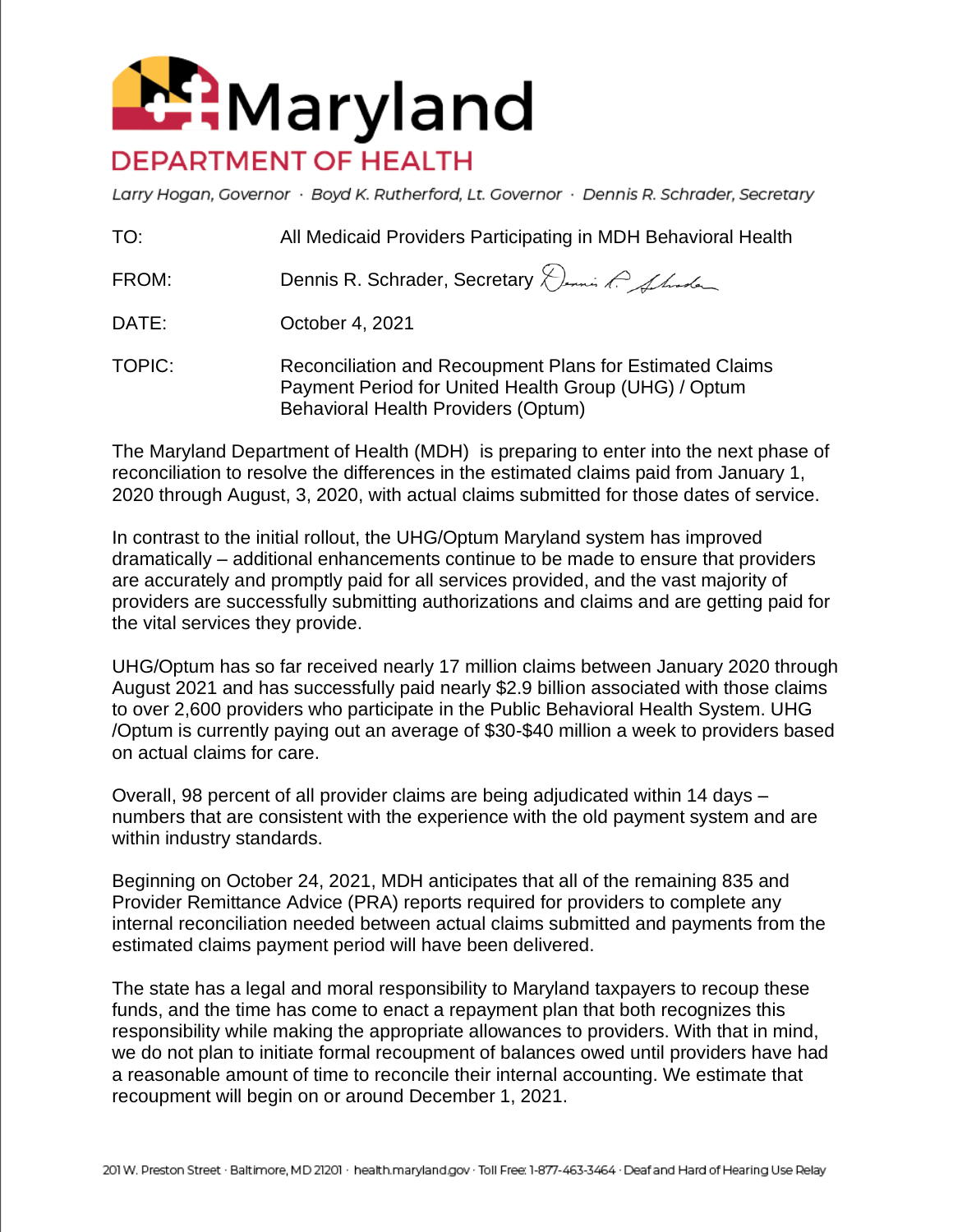# Maryland

## DEPARTMENT OF HEALTH

*Larry Hogan, Governor · Boyd K. Rutherford, Lt. Governor · Dennis R. Schrader, Secretary*

| | |
|---|---|
| TO: | All Medicaid Providers Participating in MDH Behavioral Health |
| FROM: | Dennis R. Schrader, Secretary |
| DATE: | October 4, 2021 |
| TOPIC: | Reconciliation and Recoupment Plans for Estimated Claims Payment Period for United Health Group (UHG) / Optum Behavioral Health Providers (Optum) |

The Maryland Department of Health (MDH) is preparing to enter into the next phase of reconciliation to resolve the differences in the estimated claims paid from January 1, 2020 through August, 3, 2020, with actual claims submitted for those dates of service.

In contrast to the initial rollout, the UHG/Optum Maryland system has improved dramatically – additional enhancements continue to be made to ensure that providers are accurately and promptly paid for all services provided, and the vast majority of providers are successfully submitting authorizations and claims and are getting paid for the vital services they provide.

UHG/Optum has so far received nearly 17 million claims between January 2020 through August 2021 and has successfully paid nearly $2.9 billion associated with those claims to over 2,600 providers who participate in the Public Behavioral Health System. UHG /Optum is currently paying out an average of $30-$40 million a week to providers based on actual claims for care.

Overall, 98 percent of all provider claims are being adjudicated within 14 days – numbers that are consistent with the experience with the old payment system and are within industry standards.

Beginning on October 24, 2021, MDH anticipates that all of the remaining 835 and Provider Remittance Advice (PRA) reports required for providers to complete any internal reconciliation needed between actual claims submitted and payments from the estimated claims payment period will have been delivered.

The state has a legal and moral responsibility to Maryland taxpayers to recoup these funds, and the time has come to enact a repayment plan that both recognizes this responsibility while making the appropriate allowances to providers. With that in mind, we do not plan to initiate formal recoupment of balances owed until providers have had a reasonable amount of time to reconcile their internal accounting. We estimate that recoupment will begin on or around December 1, 2021.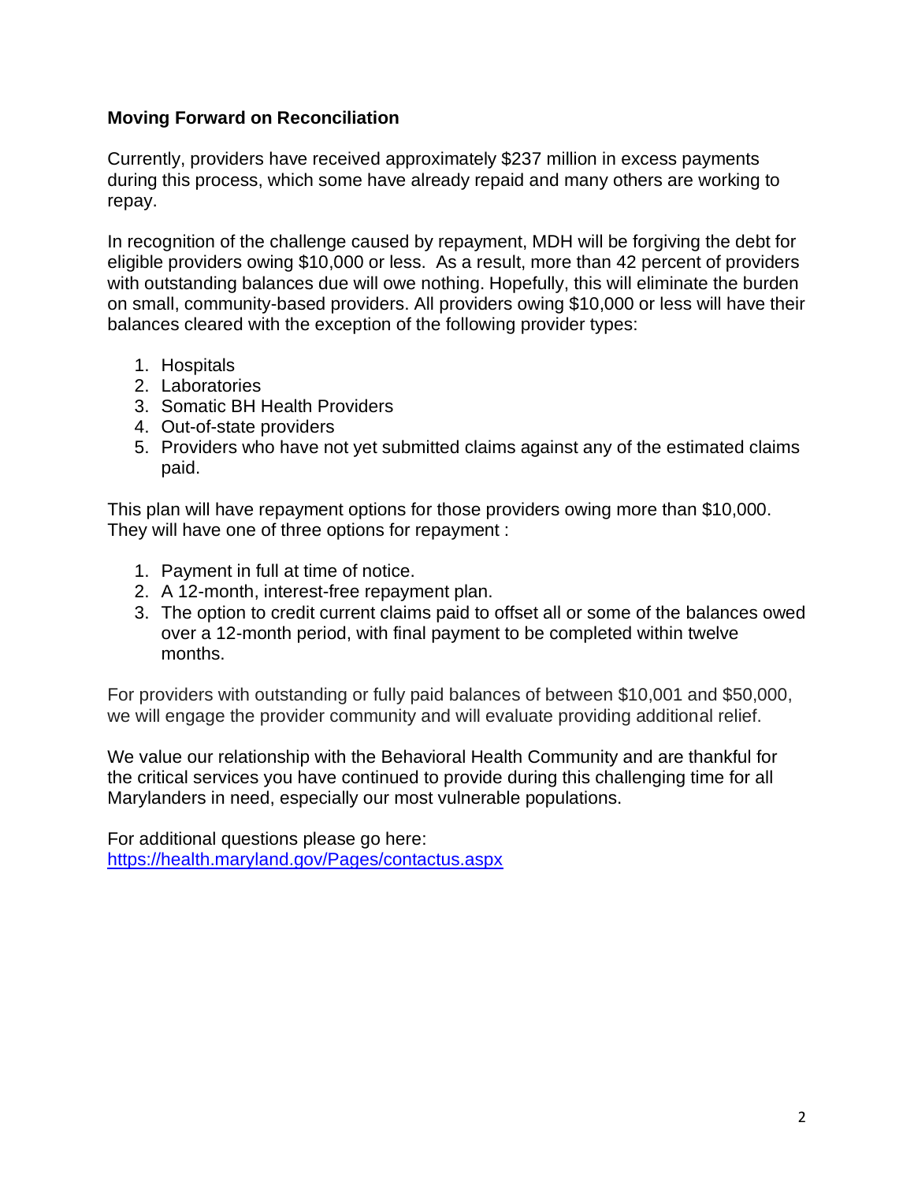**Moving Forward on Reconciliation**

Currently, providers have received approximately $237 million in excess payments during this process, which some have already repaid and many others are working to repay.

In recognition of the challenge caused by repayment, MDH will be forgiving the debt for eligible providers owing $10,000 or less. As a result, more than 42 percent of providers with outstanding balances due will owe nothing. Hopefully, this will eliminate the burden on small, community-based providers. All providers owing $10,000 or less will have their balances cleared with the exception of the following provider types:

1. Hospitals
2. Laboratories
3. Somatic BH Health Providers
4. Out-of-state providers
5. Providers who have not yet submitted claims against any of the estimated claims paid.

This plan will have repayment options for those providers owing more than $10,000. They will have one of three options for repayment :

1. Payment in full at time of notice.
2. A 12-month, interest-free repayment plan.
3. The option to credit current claims paid to offset all or some of the balances owed over a 12-month period, with final payment to be completed within twelve months.

For providers with outstanding or fully paid balances of between $10,001 and $50,000, we will engage the provider community and will evaluate providing additional relief.

We value our relationship with the Behavioral Health Community and are thankful for the critical services you have continued to provide during this challenging time for all Marylanders in need, especially our most vulnerable populations.

For additional questions please go here:
https://health.maryland.gov/Pages/contactus.aspx